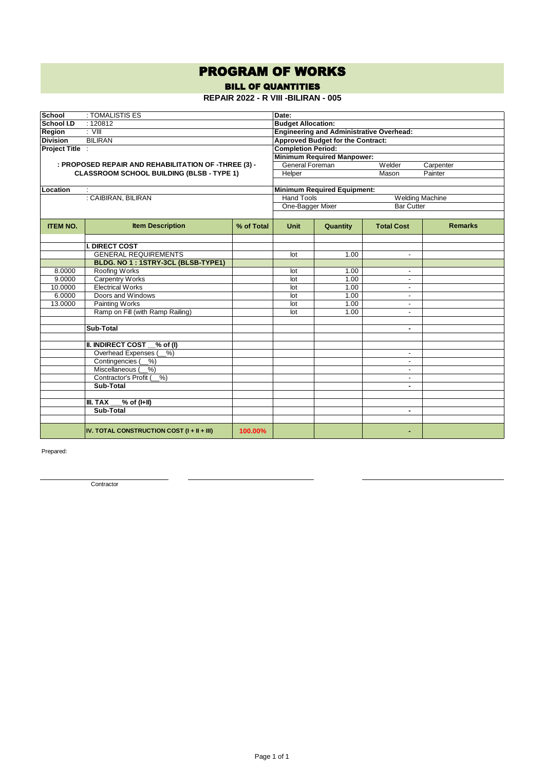# PROGRAM OF WORKS

## BILL OF QUANTITIES

### REPAIR 2022 - R VIII -BILIRAN - 005

| | | | |
|---|---|---|---|
| **School** | : TOMALISTIS ES | **Date:** | |
| **School I.D** | : 120812 | **Budget Allocation:** | |
| **Region** | : VIII | **Engineering and Administrative Overhead:** | |
| **Division** | BILIRAN | **Approved Budget for the Contract:** | |
| **Project Title** | : | **Completion Period:** | |
| | | **Minimum Required Manpower:** | |
| | **: PROPOSED REPAIR AND REHABILITATION OF -THREE (3) - CLASSROOM SCHOOL BUILDING (BLSB - TYPE 1)** | General Foreman / Helper | Welder / Mason / Carpenter / Painter |
| **Location** | : | **Minimum Required Equipment:** | |
| | : CAIBIRAN, BILIRAN | Hand Tools / One-Bagger Mixer | Welding Machine / Bar Cutter |

| ITEM NO. | Item Description | % of Total | Unit | Quantity | Total Cost | Remarks |
|---|---|---|---|---|---|---|
| | | | | | | |
| | **I. DIRECT COST** | | | | | |
| | GENERAL REQUIREMENTS | | lot | 1.00 | - | |
| | **BLDG. NO 1 : 1STRY-3CL (BLSB-TYPE1)** | | | | | |
| 8.0000 | Roofing Works | | lot | 1.00 | - | |
| 9.0000 | Carpentry Works | | lot | 1.00 | - | |
| 10.0000 | Electrical Works | | lot | 1.00 | - | |
| 6.0000 | Doors and Windows | | lot | 1.00 | - | |
| 13.0000 | Painting Works | | lot | 1.00 | - | |
| | Ramp on Fill (with Ramp Railing) | | lot | 1.00 | - | |
| | | | | | | |
| | **Sub-Total** | | | | - | |
| | | | | | | |
| | **II. INDIRECT COST __% of (I)** | | | | | |
| | Overhead Expenses (__%) | | | | - | |
| | Contingencies (__%) | | | | - | |
| | Miscellaneous (__%) | | | | - | |
| | Contractor's Profit (__%) | | | | - | |
| | **Sub-Total** | | | | - | |
| | | | | | | |
| | **III. TAX ___% of (I+II)** | | | | | |
| | **Sub-Total** | | | | - | |
| | | | | | | |
| | **IV. TOTAL CONSTRUCTION COST (I + II + III)** | **100.00%** | | | - | |

Prepared:

______________________________ ______________________________ ______________________________

Contractor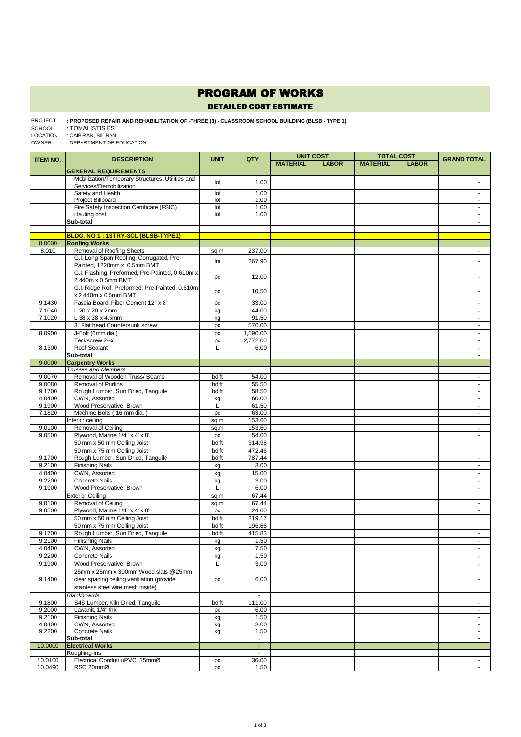# PROGRAM OF WORKS

## DETAILED COST ESTIMATE

PROJECT : **PROPOSED REPAIR AND REHABILITATION OF -THREE (3) - CLASSROOM SCHOOL BUILDING (BLSB - TYPE 1)**
SCHOOL : TOMALISTIS ES
LOCATION : CAIBIRAN, BILIRAN
OWNER : DEPARTMENT OF EDUCATION

| ITEM NO. | DESCRIPTION | UNIT | QTY | UNIT COST | | TOTAL COST | | GRAND TOTAL |
|---|---|---|---|---|---|---|---|---|
| | | | | MATERIAL | LABOR | MATERIAL | LABOR | |
| | **GENERAL REQUIREMENTS** | | | | | | | |
| | Mobilization/Temporary Structures, Utilities and Services/Demobilization | lot | 1.00 | | | | | - |
| | Safety and Health | lot | 1.00 | | | | | - |
| | Project Billboard | lot | 1.00 | | | | | - |
| | Fire Safety Inspection Certificate (FSIC) | lot | 1.00 | | | | | - |
| | Hauling cost | lot | 1.00 | | | | | - |
| | **Sub-total** | | | | | | | **-** |
| | | | | | | | | |
| | **BLDG. NO 1 : 1STRY-3CL (BLSB-TYPE1)** | | | | | | | |
| 8.0000 | **Roofing Works** | | | | | | | |
| 8.010 | Removal of Roofing Sheets | sq m | 237.00 | | | | | - |
| | G.I. Long-Span Roofing, Corrugated, Pre-Painted, 1220mm x 0.5mm BMT | lm | 267.90 | | | | | - |
| | G.I. Flashing, Preformed, Pre-Painted, 0.610m x 2.440m x 0.5mm BMT | pc | 12.00 | | | | | - |
| | G.I. Ridge Roll, Preformed, Pre-Painted, 0.610m x 2.440m x 0.5mm BMT | pc | 10.50 | | | | | - |
| 9.1430 | Fascia Board, Fiber Cement 12" x 8' | pc | 33.00 | | | | | - |
| 7.1040 | L 20 x 20 x 2mm | kg | 144.00 | | | | | - |
| 7.1020 | L 38 x 38 x 4.5mm | kg | 91.50 | | | | | - |
| | 3" Flat head Countersunk screw | pc | 570.00 | | | | | - |
| 8.0900 | J-Bolt (6mm dia.) | pc | 1,590.00 | | | | | - |
| | Teckscrew 2-¾" | pc | 2,772.00 | | | | | - |
| 8.1300 | Roof Sealant | L | 6.00 | | | | | - |
| | **Sub-total** | | | | | | | **-** |
| 9.0000 | **Carpentry Works** | | | | | | | |
| | *Trusses and Members* | | | | | | | |
| 9.0070 | Removal of Wooden Truss/ Beams | bd.ft | 54.00 | | | | | - |
| 9.0080 | Removal of Purlins | bd.ft | 55.50 | | | | | - |
| 9.1700 | Rough Lumber, Sun Dried, Tanguile | bd.ft | 58.50 | | | | | - |
| 4.0400 | CWN, Assorted | kg | 60.00 | | | | | - |
| 9.1900 | Wood Preservative, Brown | L | 61.50 | | | | | - |
| 7.1820 | Machine Bolts ( 16 mm dia. ) | pc | 63.00 | | | | | - |
| | Interior ceiling | sq m | 153.60 | | | | | |
| 9.0100 | Removal of Ceiling | sq.m | 153.60 | | | | | - |
| 9.0500 | Plywood, Marine 1/4" x 4' x 8' | pc | 54.00 | | | | | - |
| | 50 mm x 50 mm Ceiling Joist | bd.ft | 314.98 | | | | | |
| | 50 mm x 75 mm Ceiling Joist | bd.ft | 472.46 | | | | | |
| 9.1700 | Rough Lumber, Sun Dried, Tanguile | bd.ft | 787.44 | | | | | - |
| 9.2100 | Finishing Nails | kg | 3.00 | | | | | - |
| 4.0400 | CWN, Assorted | kg | 15.00 | | | | | - |
| 9.2200 | Concrete Nails | kg | 3.00 | | | | | - |
| 9.1900 | Wood Preservative, Brown | L | 6.00 | | | | | - |
| | Exterior Ceiling | sq m | 67.44 | | | | | |
| 9.0100 | Removal of Ceiling | sq.m | 67.44 | | | | | - |
| 9.0500 | Plywood, Marine 1/4" x 4' x 8' | pc | 24.00 | | | | | - |
| | 50 mm x 50 mm Ceiling Joist | bd.ft | 219.17 | | | | | |
| | 50 mm x 75 mm Ceiling Joist | bd.ft | 196.66 | | | | | |
| 9.1700 | Rough Lumber, Sun Dried, Tanguile | bd.ft | 415.83 | | | | | - |
| 9.2100 | Finishing Nails | kg | 1.50 | | | | | - |
| 4.0400 | CWN, Assorted | kg | 7.50 | | | | | - |
| 9.2200 | Concrete Nails | kg | 1.50 | | | | | - |
| 9.1900 | Wood Preservative, Brown | L | 3.00 | | | | | - |
| 9.1400 | 25mm x 25mm x 300mm Wood slats @25mm clear spacing ceiling ventilation (provide stainless steel wire mesh inside) | pc | 6.00 | | | | | - |
| | *Blackboards* | | - | | | | | |
| 9.1800 | S4S Lumber, Kiln Dried, Tanguile | bd.ft | 111.00 | | | | | - |
| 9.2000 | Lawanit, 1/4" thk | pc | 6.00 | | | | | - |
| 9.2100 | Finishing Nails | kg | 1.50 | | | | | - |
| 4.0400 | CWN, Assorted | kg | 3.00 | | | | | - |
| 9.2200 | Concrete Nails | kg | 1.50 | | | | | - |
| | **Sub-total** | | - | | | | | **-** |
| 10.0000 | **Electrical Works** | | - | | | | | |
| | Roughing-ins | | - | | | | | |
| 10.0100 | Electrical Conduit uPVC, 15mmØ | pc | 36.00 | | | | | - |
| 10.0490 | RSC 20mmØ | pc | 1.50 | | | | | - |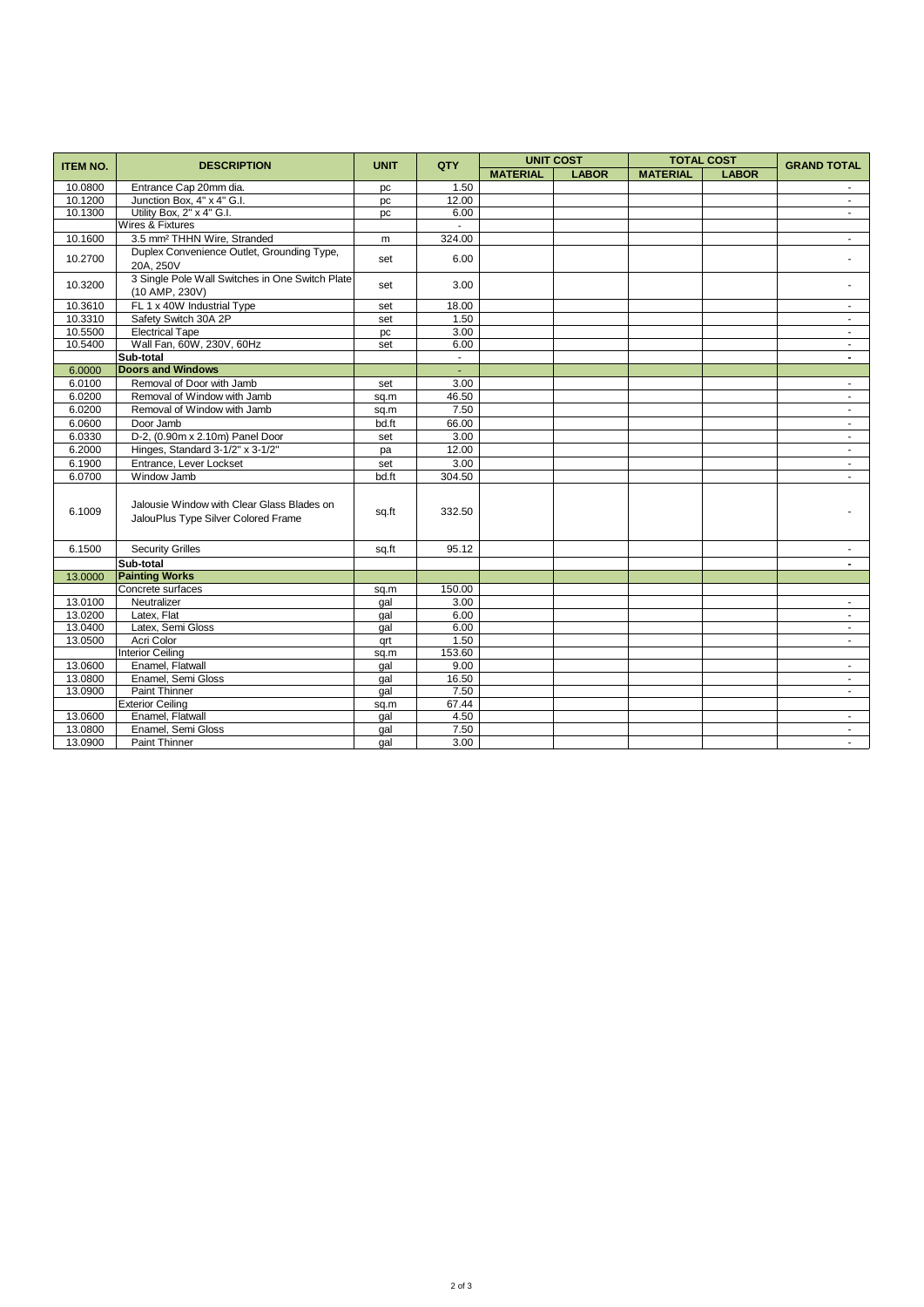| ITEM NO. | DESCRIPTION | UNIT | QTY | UNIT COST | | TOTAL COST | | GRAND TOTAL |
|---|---|---|---|---|---|---|---|---|
| | | | | MATERIAL | LABOR | MATERIAL | LABOR | |
| 10.0800 | Entrance Cap 20mm dia. | pc | 1.50 | | | | | - |
| 10.1200 | Junction Box, 4" x 4" G.I. | pc | 12.00 | | | | | - |
| 10.1300 | Utility Box, 2" x 4" G.I. | pc | 6.00 | | | | | - |
| | Wires & Fixtures | | - | | | | | |
| 10.1600 | 3.5 mm² THHN Wire, Stranded | m | 324.00 | | | | | - |
| 10.2700 | Duplex Convenience Outlet, Grounding Type, 20A, 250V | set | 6.00 | | | | | - |
| 10.3200 | 3 Single Pole Wall Switches in One Switch Plate (10 AMP, 230V) | set | 3.00 | | | | | - |
| 10.3610 | FL 1 x 40W Industrial Type | set | 18.00 | | | | | - |
| 10.3310 | Safety Switch 30A 2P | set | 1.50 | | | | | - |
| 10.5500 | Electrical Tape | pc | 3.00 | | | | | - |
| 10.5400 | Wall Fan, 60W, 230V, 60Hz | set | 6.00 | | | | | - |
| | **Sub-total** | | - | | | | | **-** |
| 6.0000 | **Doors and Windows** | | - | | | | | |
| 6.0100 | Removal of Door with Jamb | set | 3.00 | | | | | - |
| 6.0200 | Removal of Window with Jamb | sq.m | 46.50 | | | | | - |
| 6.0200 | Removal of Window with Jamb | sq.m | 7.50 | | | | | - |
| 6.0600 | Door Jamb | bd.ft | 66.00 | | | | | - |
| 6.0330 | D-2, (0.90m x 2.10m) Panel Door | set | 3.00 | | | | | - |
| 6.2000 | Hinges, Standard 3-1/2" x 3-1/2" | pa | 12.00 | | | | | - |
| 6.1900 | Entrance, Lever Lockset | set | 3.00 | | | | | - |
| 6.0700 | Window Jamb | bd.ft | 304.50 | | | | | - |
| 6.1009 | Jalousie Window with Clear Glass Blades on JalouPlus Type Silver Colored Frame | sq.ft | 332.50 | | | | | - |
| 6.1500 | Security Grilles | sq.ft | 95.12 | | | | | - |
| | **Sub-total** | | | | | | | **-** |
| 13.0000 | **Painting Works** | | | | | | | |
| | Concrete surfaces | sq.m | 150.00 | | | | | |
| 13.0100 | Neutralizer | gal | 3.00 | | | | | - |
| 13.0200 | Latex, Flat | gal | 6.00 | | | | | - |
| 13.0400 | Latex, Semi Gloss | gal | 6.00 | | | | | - |
| 13.0500 | Acri Color | qrt | 1.50 | | | | | - |
| | Interior Ceiling | sq.m | 153.60 | | | | | |
| 13.0600 | Enamel, Flatwall | gal | 9.00 | | | | | - |
| 13.0800 | Enamel, Semi Gloss | gal | 16.50 | | | | | - |
| 13.0900 | Paint Thinner | gal | 7.50 | | | | | - |
| | Exterior Ceiling | sq.m | 67.44 | | | | | |
| 13.0600 | Enamel, Flatwall | gal | 4.50 | | | | | - |
| 13.0800 | Enamel, Semi Gloss | gal | 7.50 | | | | | - |
| 13.0900 | Paint Thinner | gal | 3.00 | | | | | - |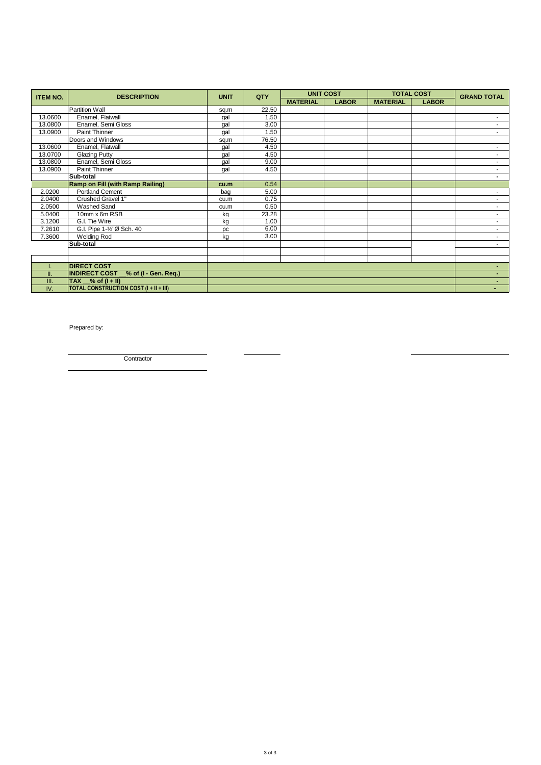| ITEM NO. | DESCRIPTION | UNIT | QTY | UNIT COST | | TOTAL COST | | GRAND TOTAL |
|---|---|---|---|---|---|---|---|---|
| | | | | MATERIAL | LABOR | MATERIAL | LABOR | |
| | Partition Wall | sq.m | 22.50 | | | | | |
| 13.0600 | Enamel, Flatwall | gal | 1.50 | | | | | - |
| 13.0800 | Enamel, Semi Gloss | gal | 3.00 | | | | | - |
| 13.0900 | Paint Thinner | gal | 1.50 | | | | | - |
| | Doors and Windows | sq.m | 76.50 | | | | | |
| 13.0600 | Enamel, Flatwall | gal | 4.50 | | | | | - |
| 13.0700 | Glazing Putty | gal | 4.50 | | | | | - |
| 13.0800 | Enamel, Semi Gloss | gal | 9.00 | | | | | - |
| 13.0900 | Paint Thinner | gal | 4.50 | | | | | - |
| | **Sub-total** | | | | | | | - |
| | **Ramp on Fill (with Ramp Railing)** | **cu.m** | 0.54 | | | | | |
| 2.0200 | Portland Cement | bag | 5.00 | | | | | - |
| 2.0400 | Crushed Gravel 1" | cu.m | 0.75 | | | | | - |
| 2.0500 | Washed Sand | cu.m | 0.50 | | | | | - |
| 5.0400 | 10mm x 6m RSB | kg | 23.28 | | | | | - |
| 3.1200 | G.I. Tie Wire | kg | 1.00 | | | | | - |
| 7.2610 | G.I. Pipe 1-½"Ø Sch. 40 | pc | 6.00 | | | | | - |
| 7.3600 | Welding Rod | kg | 3.00 | | | | | - |
| | **Sub-total** | | | | | | | - |
| | | | | | | | | |
| | | | | | | | | |
| I. | **DIRECT COST** | | | | | | | - |
| II. | **INDIRECT COST __% of (I - Gen. Req.)** | | | | | | | - |
| III. | **TAX __% of (I + II)** | | | | | | | - |
| IV. | **TOTAL CONSTRUCTION COST (I + II + III)** | | | | | | | - |

Prepared by:

______________________________
Contractor

______________________________